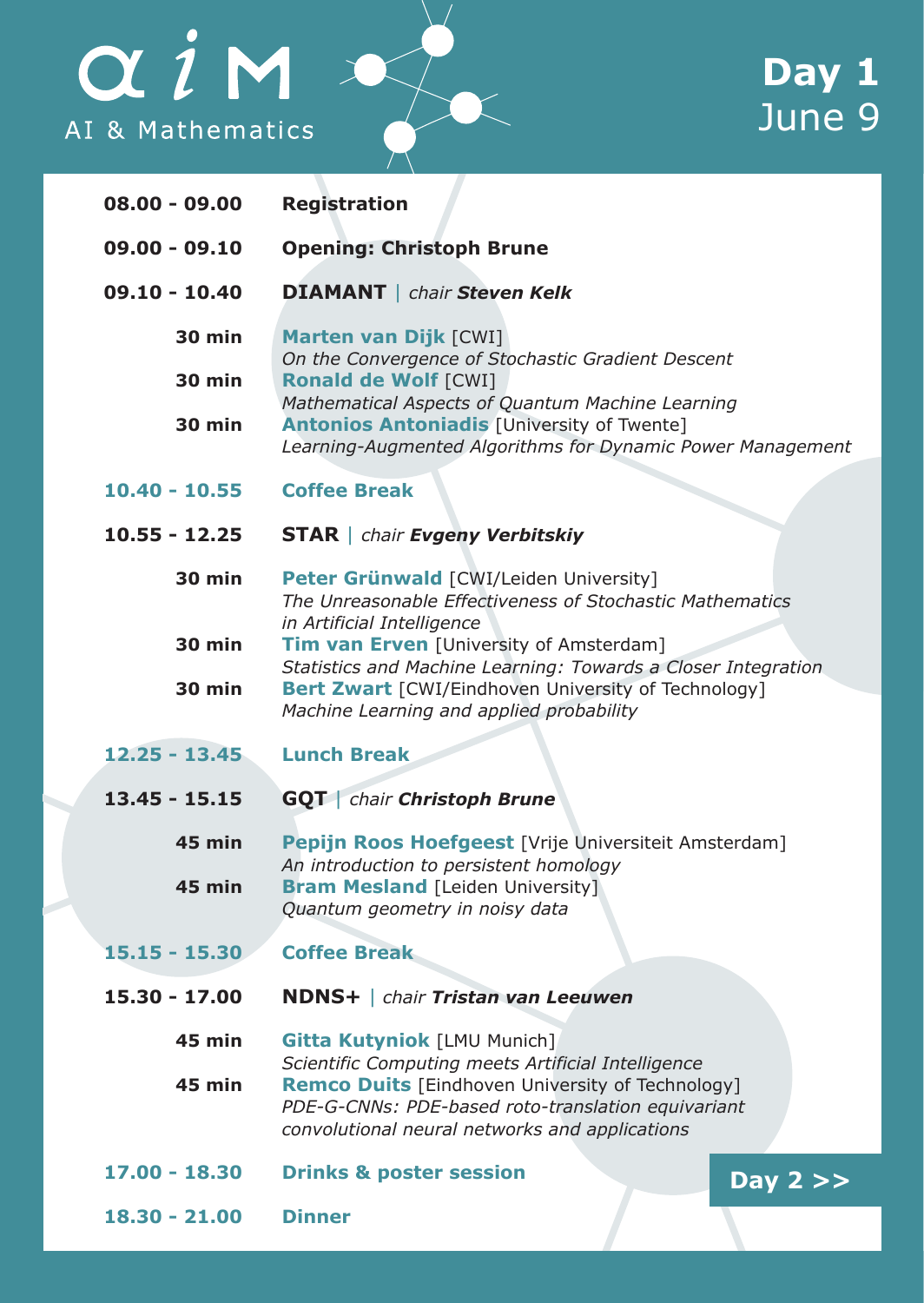# αiM AI & Mathematics

## Day 1
June 9

| | |
|---|---|
| **08.00 - 09.00** | **Registration** |
| **09.00 - 09.10** | **Opening: Christoph Brune** |
| **09.10 - 10.40** | **DIAMANT** \| *chair* ***Steven Kelk*** |
| **30 min** | **Marten van Dijk** [CWI]<br>*On the Convergence of Stochastic Gradient Descent* |
| **30 min** | **Ronald de Wolf** [CWI]<br>*Mathematical Aspects of Quantum Machine Learning* |
| **30 min** | **Antonios Antoniadis** [University of Twente]<br>*Learning-Augmented Algorithms for Dynamic Power Management* |
| **10.40 - 10.55** | **Coffee Break** |
| **10.55 - 12.25** | **STAR** \| *chair* ***Evgeny Verbitskiy*** |
| **30 min** | **Peter Grünwald** [CWI/Leiden University]<br>*The Unreasonable Effectiveness of Stochastic Mathematics in Artificial Intelligence* |
| **30 min** | **Tim van Erven** [University of Amsterdam]<br>*Statistics and Machine Learning: Towards a Closer Integration* |
| **30 min** | **Bert Zwart** [CWI/Eindhoven University of Technology]<br>*Machine Learning and applied probability* |
| **12.25 - 13.45** | **Lunch Break** |
| **13.45 - 15.15** | **GQT** \| *chair* ***Christoph Brune*** |
| **45 min** | **Pepijn Roos Hoefgeest** [Vrije Universiteit Amsterdam]<br>*An introduction to persistent homology* |
| **45 min** | **Bram Mesland** [Leiden University]<br>*Quantum geometry in noisy data* |
| **15.15 - 15.30** | **Coffee Break** |
| **15.30 - 17.00** | **NDNS+** \| *chair* ***Tristan van Leeuwen*** |
| **45 min** | **Gitta Kutyniok** [LMU Munich]<br>*Scientific Computing meets Artificial Intelligence* |
| **45 min** | **Remco Duits** [Eindhoven University of Technology]<br>*PDE-G-CNNs: PDE-based roto-translation equivariant convolutional neural networks and applications* |
| **17.00 - 18.30** | **Drinks & poster session** |
| **18.30 - 21.00** | **Dinner** |

**Day 2 >>**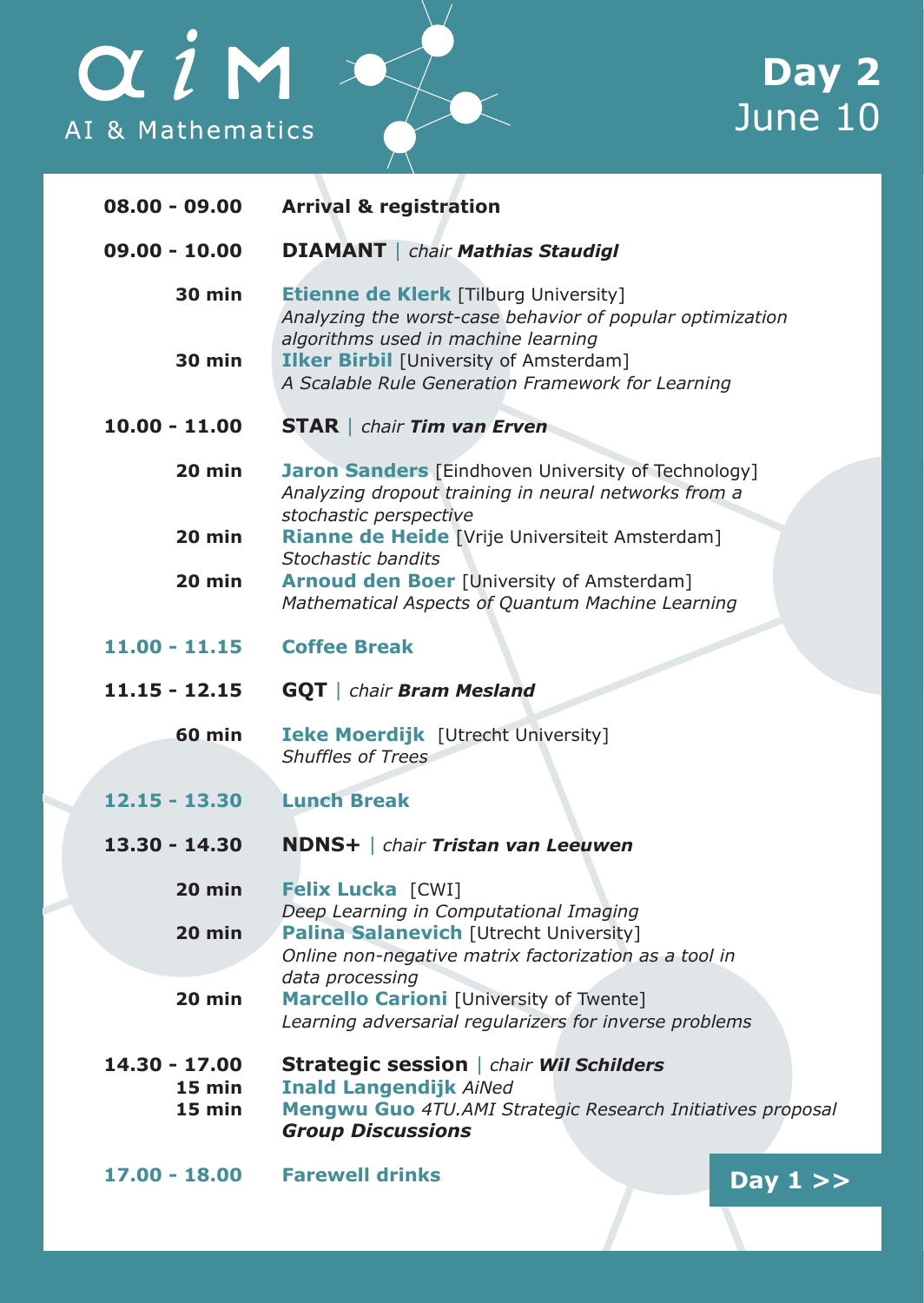# αiM
AI & Mathematics

# Day 2
June 10

| | |
|---|---|
| **08.00 - 09.00** | **Arrival & registration** |
| **09.00 - 10.00** | **DIAMANT** \| *chair* ***Mathias Staudigl*** |
| **30 min** | **Etienne de Klerk** [Tilburg University]<br>*Analyzing the worst-case behavior of popular optimization algorithms used in machine learning* |
| **30 min** | **Ilker Birbil** [University of Amsterdam]<br>*A Scalable Rule Generation Framework for Learning* |
| **10.00 - 11.00** | **STAR** \| *chair* ***Tim van Erven*** |
| **20 min** | **Jaron Sanders** [Eindhoven University of Technology]<br>*Analyzing dropout training in neural networks from a stochastic perspective* |
| **20 min** | **Rianne de Heide** [Vrije Universiteit Amsterdam]<br>*Stochastic bandits* |
| **20 min** | **Arnoud den Boer** [University of Amsterdam]<br>*Mathematical Aspects of Quantum Machine Learning* |
| **11.00 - 11.15** | **Coffee Break** |
| **11.15 - 12.15** | **GQT** \| *chair* ***Bram Mesland*** |
| **60 min** | **Ieke Moerdijk** [Utrecht University]<br>*Shuffles of Trees* |
| **12.15 - 13.30** | **Lunch Break** |
| **13.30 - 14.30** | **NDNS+** \| *chair* ***Tristan van Leeuwen*** |
| **20 min** | **Felix Lucka** [CWI]<br>*Deep Learning in Computational Imaging* |
| **20 min** | **Palina Salanevich** [Utrecht University]<br>*Online non-negative matrix factorization as a tool in data processing* |
| **20 min** | **Marcello Carioni** [University of Twente]<br>*Learning adversarial regularizers for inverse problems* |
| **14.30 - 17.00** | **Strategic session** \| *chair* ***Wil Schilders*** |
| **15 min** | **Inald Langendijk** *AiNed* |
| **15 min** | **Mengwu Guo** *4TU.AMI Strategic Research Initiatives proposal* |
| | ***Group Discussions*** |
| **17.00 - 18.00** | **Farewell drinks** |

**Day 1 >>**